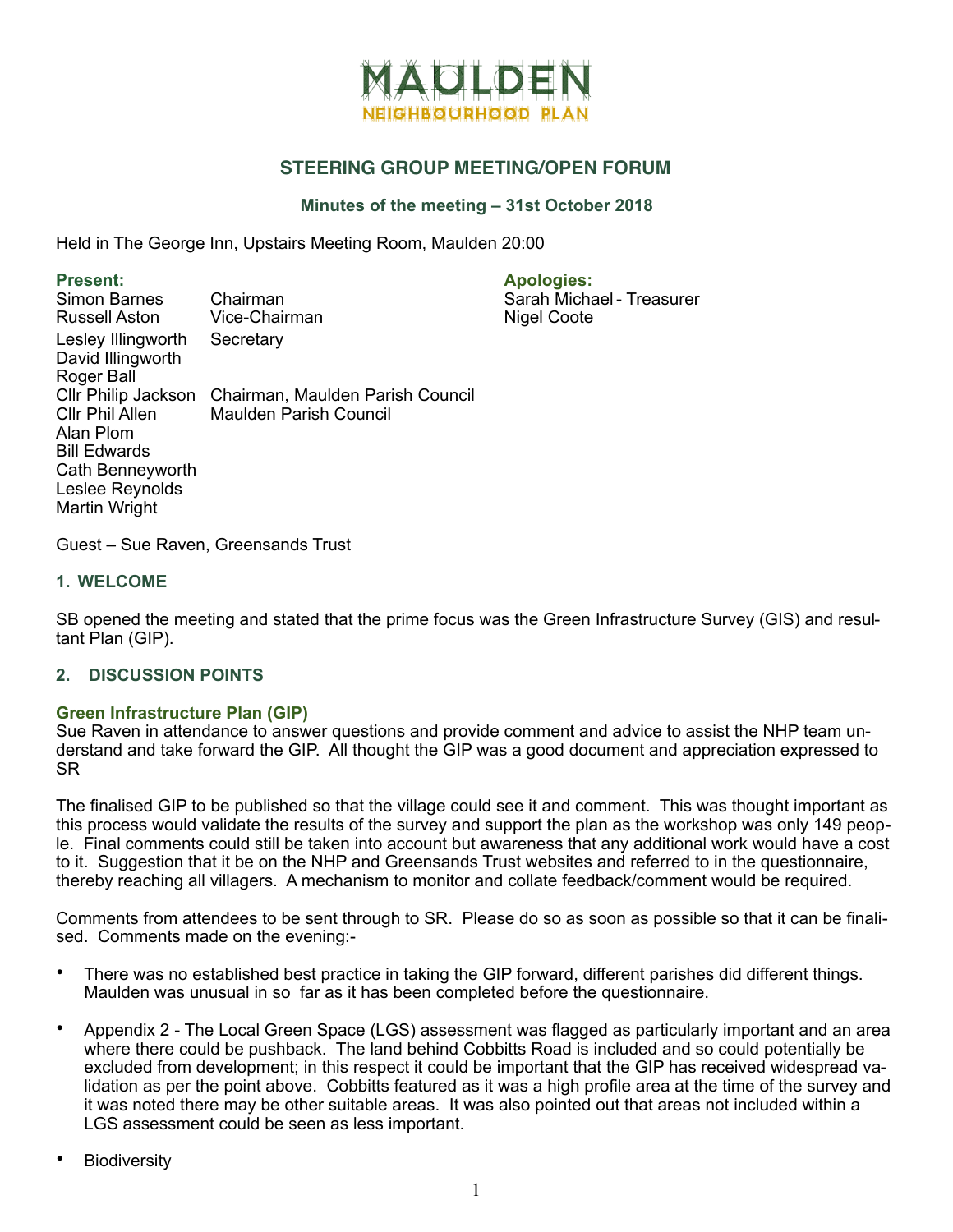# MAULDEN
## NEIGHBOURHOOD PLAN

## STEERING GROUP MEETING/OPEN FORUM

### Minutes of the meeting – 31st October 2018

Held in The George Inn, Upstairs Meeting Room, Maulden 20:00

**Present:**

| | |
|---|---|
| Simon Barnes | Chairman |
| Russell Aston | Vice-Chairman |
| Lesley Illingworth | Secretary |
| David Illingworth | |
| Roger Ball | |
| Cllr Philip Jackson | Chairman, Maulden Parish Council |
| Cllr Phil Allen | Maulden Parish Council |
| Alan Plom | |
| Bill Edwards | |
| Cath Benneyworth | |
| Leslee Reynolds | |
| Martin Wright | |

**Apologies:**

Sarah Michael - Treasurer
Nigel Coote

Guest – Sue Raven, Greensands Trust

## 1. WELCOME

SB opened the meeting and stated that the prime focus was the Green Infrastructure Survey (GIS) and resultant Plan (GIP).

## 2. DISCUSSION POINTS

### Green Infrastructure Plan (GIP)

Sue Raven in attendance to answer questions and provide comment and advice to assist the NHP team understand and take forward the GIP. All thought the GIP was a good document and appreciation expressed to SR

The finalised GIP to be published so that the village could see it and comment. This was thought important as this process would validate the results of the survey and support the plan as the workshop was only 149 people. Final comments could still be taken into account but awareness that any additional work would have a cost to it. Suggestion that it be on the NHP and Greensands Trust websites and referred to in the questionnaire, thereby reaching all villagers. A mechanism to monitor and collate feedback/comment would be required.

Comments from attendees to be sent through to SR. Please do so as soon as possible so that it can be finalised. Comments made on the evening:-

- There was no established best practice in taking the GIP forward, different parishes did different things. Maulden was unusual in so far as it has been completed before the questionnaire.
- Appendix 2 - The Local Green Space (LGS) assessment was flagged as particularly important and an area where there could be pushback. The land behind Cobbitts Road is included and so could potentially be excluded from development; in this respect it could be important that the GIP has received widespread validation as per the point above. Cobbitts featured as it was a high profile area at the time of the survey and it was noted there may be other suitable areas. It was also pointed out that areas not included within a LGS assessment could be seen as less important.
- Biodiversity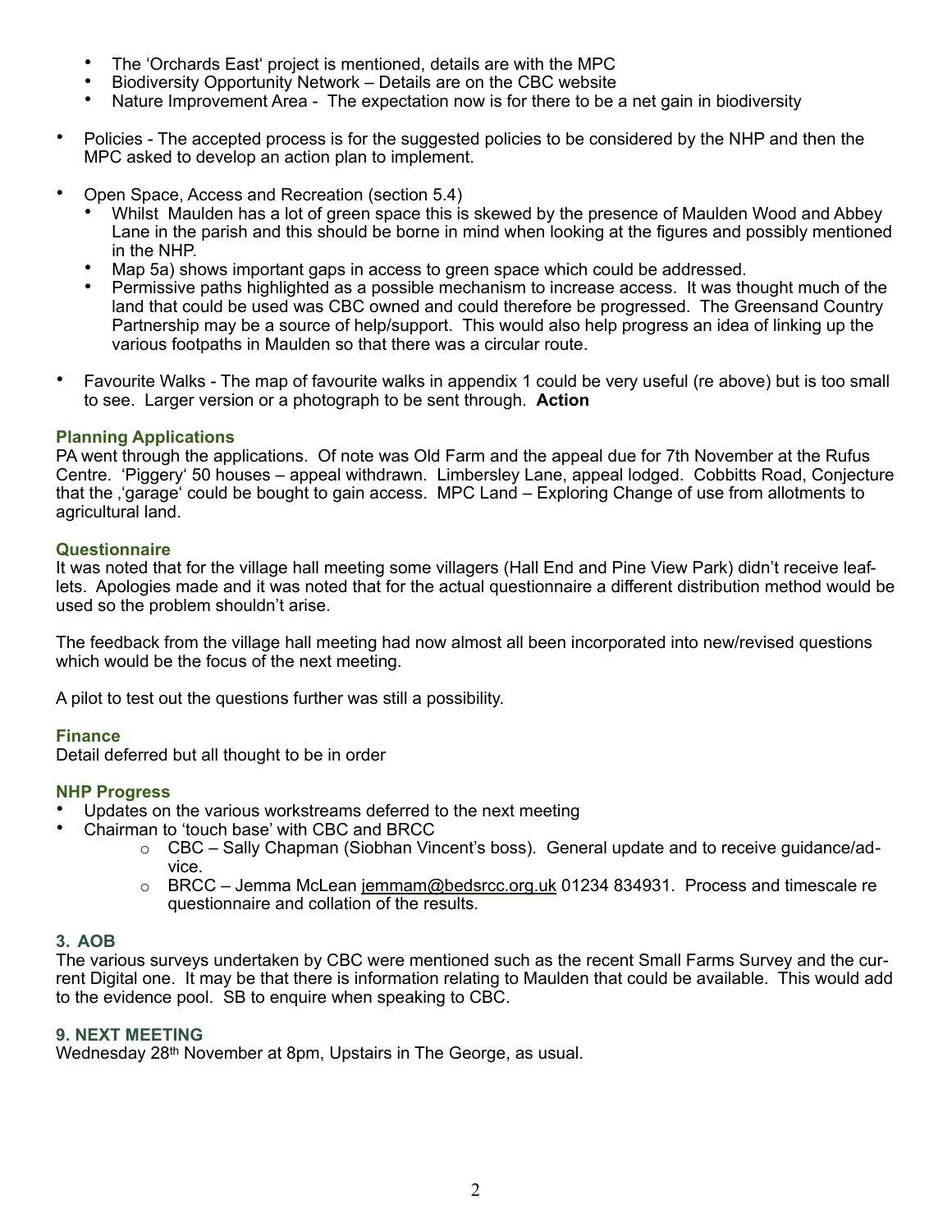- The 'Orchards East' project is mentioned, details are with the MPC
- Biodiversity Opportunity Network – Details are on the CBC website
- Nature Improvement Area - The expectation now is for there to be a net gain in biodiversity

- Policies - The accepted process is for the suggested policies to be considered by the NHP and then the MPC asked to develop an action plan to implement.

- Open Space, Access and Recreation (section 5.4)
  - Whilst Maulden has a lot of green space this is skewed by the presence of Maulden Wood and Abbey Lane in the parish and this should be borne in mind when looking at the figures and possibly mentioned in the NHP.
  - Map 5a) shows important gaps in access to green space which could be addressed.
  - Permissive paths highlighted as a possible mechanism to increase access. It was thought much of the land that could be used was CBC owned and could therefore be progressed. The Greensand Country Partnership may be a source of help/support. This would also help progress an idea of linking up the various footpaths in Maulden so that there was a circular route.

- Favourite Walks - The map of favourite walks in appendix 1 could be very useful (re above) but is too small to see. Larger version or a photograph to be sent through. **Action**

### Planning Applications

PA went through the applications. Of note was Old Farm and the appeal due for 7th November at the Rufus Centre. 'Piggery' 50 houses – appeal withdrawn. Limbersley Lane, appeal lodged. Cobbitts Road, Conjecture that the ,'garage' could be bought to gain access. MPC Land – Exploring Change of use from allotments to agricultural land.

### Questionnaire

It was noted that for the village hall meeting some villagers (Hall End and Pine View Park) didn't receive leaflets. Apologies made and it was noted that for the actual questionnaire a different distribution method would be used so the problem shouldn't arise.

The feedback from the village hall meeting had now almost all been incorporated into new/revised questions which would be the focus of the next meeting.

A pilot to test out the questions further was still a possibility.

### Finance

Detail deferred but all thought to be in order

### NHP Progress

- Updates on the various workstreams deferred to the next meeting
- Chairman to 'touch base' with CBC and BRCC
  - CBC – Sally Chapman (Siobhan Vincent's boss). General update and to receive guidance/advice.
  - BRCC – Jemma McLean jemmam@bedsrcc.org.uk 01234 834931. Process and timescale re questionnaire and collation of the results.

### 3. AOB

The various surveys undertaken by CBC were mentioned such as the recent Small Farms Survey and the current Digital one. It may be that there is information relating to Maulden that could be available. This would add to the evidence pool. SB to enquire when speaking to CBC.

### 9. NEXT MEETING

Wednesday 28th November at 8pm, Upstairs in The George, as usual.